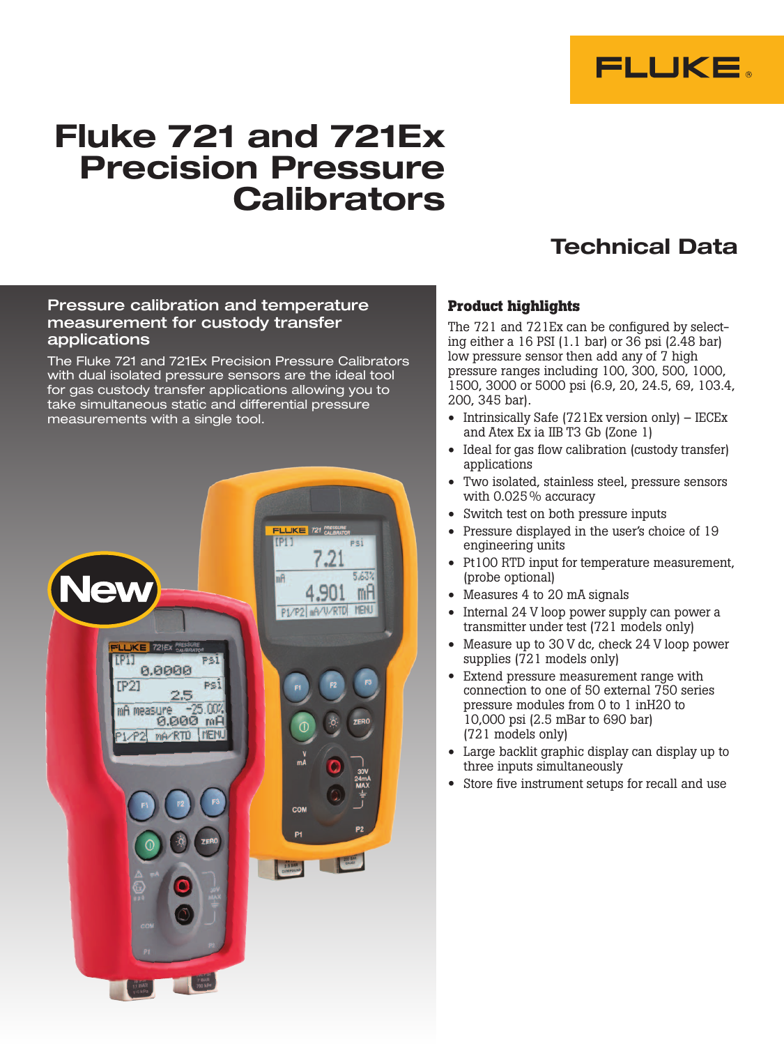# Fluke 721 and 721Ex Precision Pressure Calibrators

## Technical Data

### Pressure calibration and temperature measurement for custody transfer applications

The Fluke 721 and 721Ex Precision Pressure Calibrators with dual isolated pressure sensors are the ideal tool for gas custody transfer applications allowing you to take simultaneous static and differential pressure measurements with a single tool.

### Product highlights

The 721 and 721Ex can be configured by selecting either a 16 PSI (1.1 bar) or 36 psi (2.48 bar) low pressure sensor then add any of 7 high pressure ranges including 100, 300, 500, 1000, 1500, 3000 or 5000 psi (6.9, 20, 24.5, 69, 103.4, 200, 345 bar).

- Intrinsically Safe (721Ex version only) – IECEx and Atex Ex ia IIB T3 Gb (Zone 1)
- Ideal for gas flow calibration (custody transfer) applications
- Two isolated, stainless steel, pressure sensors with 0.025 % accuracy
- Switch test on both pressure inputs
- Pressure displayed in the user's choice of 19 engineering units
- Pt100 RTD input for temperature measurement, (probe optional)
- Measures 4 to 20 mA signals
- Internal 24 V loop power supply can power a transmitter under test (721 models only)
- Measure up to 30 V dc, check 24 V loop power supplies (721 models only)
- Extend pressure measurement range with connection to one of 50 external 750 series pressure modules from 0 to 1 inH20 to 10,000 psi (2.5 mBar to 690 bar) (721 models only)
- Large backlit graphic display can display up to three inputs simultaneously
- Store five instrument setups for recall and use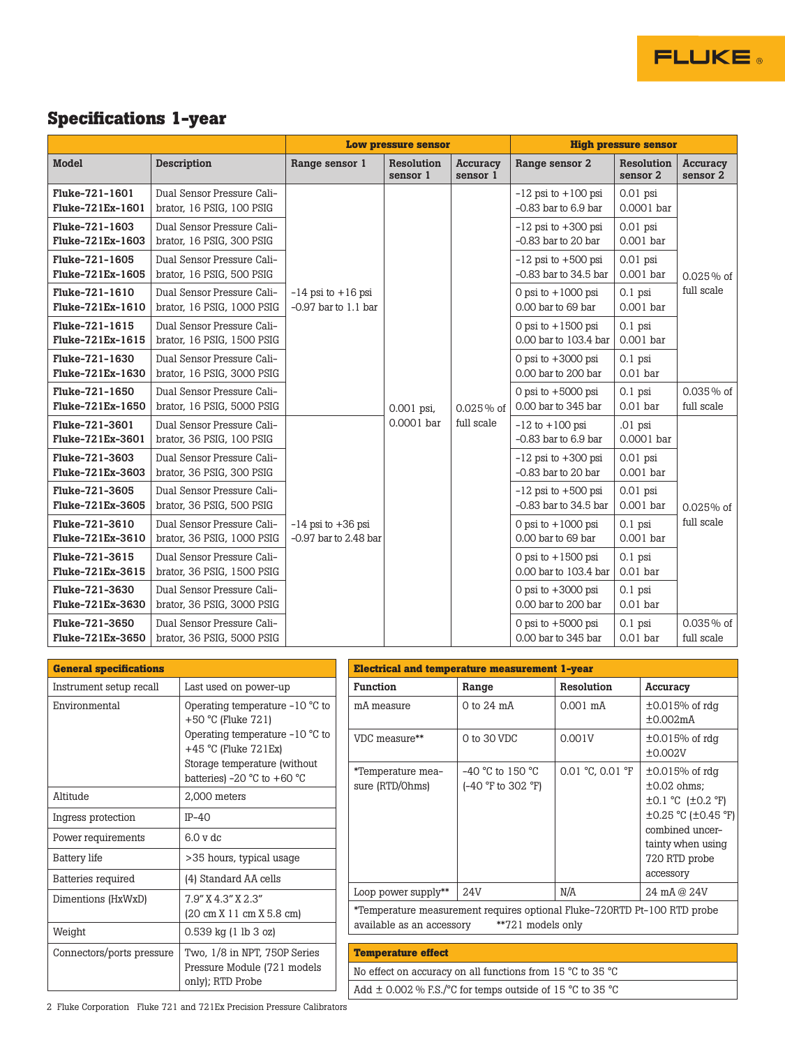## Specifications 1-year

| Model | Description | Low pressure sensor | | | High pressure sensor | | |
|---|---|---|---|---|---|---|---|
| | | Range sensor 1 | Resolution sensor 1 | Accuracy sensor 1 | Range sensor 2 | Resolution sensor 2 | Accuracy sensor 2 |
| **Fluke-721-1601** **Fluke-721Ex-1601** | Dual Sensor Pressure Calibrator, 16 PSIG, 100 PSIG | -14 psi to +16 psi -0.97 bar to 1.1 bar | 0.001 psi, 0.0001 bar | 0.025 % of full scale | -12 psi to +100 psi -0.83 bar to 6.9 bar | 0.01 psi 0.0001 bar | 0.025 % of full scale |
| **Fluke-721-1603** **Fluke-721Ex-1603** | Dual Sensor Pressure Calibrator, 16 PSIG, 300 PSIG | -14 psi to +16 psi -0.97 bar to 1.1 bar | 0.001 psi, 0.0001 bar | 0.025 % of full scale | -12 psi to +300 psi -0.83 bar to 20 bar | 0.01 psi 0.001 bar | 0.025 % of full scale |
| **Fluke-721-1605** **Fluke-721Ex-1605** | Dual Sensor Pressure Calibrator, 16 PSIG, 500 PSIG | -14 psi to +16 psi -0.97 bar to 1.1 bar | 0.001 psi, 0.0001 bar | 0.025 % of full scale | -12 psi to +500 psi -0.83 bar to 34.5 bar | 0.01 psi 0.001 bar | 0.025 % of full scale |
| **Fluke-721-1610** **Fluke-721Ex-1610** | Dual Sensor Pressure Calibrator, 16 PSIG, 1000 PSIG | -14 psi to +16 psi -0.97 bar to 1.1 bar | 0.001 psi, 0.0001 bar | 0.025 % of full scale | 0 psi to +1000 psi 0.00 bar to 69 bar | 0.1 psi 0.001 bar | 0.025 % of full scale |
| **Fluke-721-1615** **Fluke-721Ex-1615** | Dual Sensor Pressure Calibrator, 16 PSIG, 1500 PSIG | -14 psi to +16 psi -0.97 bar to 1.1 bar | 0.001 psi, 0.0001 bar | 0.025 % of full scale | 0 psi to +1500 psi 0.00 bar to 103.4 bar | 0.1 psi 0.001 bar | 0.025 % of full scale |
| **Fluke-721-1630** **Fluke-721Ex-1630** | Dual Sensor Pressure Calibrator, 16 PSIG, 3000 PSIG | -14 psi to +16 psi -0.97 bar to 1.1 bar | 0.001 psi, 0.0001 bar | 0.025 % of full scale | 0 psi to +3000 psi 0.00 bar to 200 bar | 0.1 psi 0.01 bar | 0.025 % of full scale |
| **Fluke-721-1650** **Fluke-721Ex-1650** | Dual Sensor Pressure Calibrator, 16 PSIG, 5000 PSIG | -14 psi to +16 psi -0.97 bar to 1.1 bar | 0.001 psi, 0.0001 bar | 0.025 % of full scale | 0 psi to +5000 psi 0.00 bar to 345 bar | 0.1 psi 0.01 bar | 0.035 % of full scale |
| **Fluke-721-3601** **Fluke-721Ex-3601** | Dual Sensor Pressure Calibrator, 36 PSIG, 100 PSIG | -14 psi to +36 psi -0.97 bar to 2.48 bar | 0.001 psi, 0.0001 bar | 0.025 % of full scale | -12 to +100 psi -0.83 bar to 6.9 bar | .01 psi 0.0001 bar | 0.025% of full scale |
| **Fluke-721-3603** **Fluke-721Ex-3603** | Dual Sensor Pressure Calibrator, 36 PSIG, 300 PSIG | -14 psi to +36 psi -0.97 bar to 2.48 bar | 0.001 psi, 0.0001 bar | 0.025 % of full scale | -12 psi to +300 psi -0.83 bar to 20 bar | 0.01 psi 0.001 bar | 0.025% of full scale |
| **Fluke-721-3605** **Fluke-721Ex-3605** | Dual Sensor Pressure Calibrator, 36 PSIG, 500 PSIG | -14 psi to +36 psi -0.97 bar to 2.48 bar | 0.001 psi, 0.0001 bar | 0.025 % of full scale | -12 psi to +500 psi -0.83 bar to 34.5 bar | 0.01 psi 0.001 bar | 0.025% of full scale |
| **Fluke-721-3610** **Fluke-721Ex-3610** | Dual Sensor Pressure Calibrator, 36 PSIG, 1000 PSIG | -14 psi to +36 psi -0.97 bar to 2.48 bar | 0.001 psi, 0.0001 bar | 0.025 % of full scale | 0 psi to +1000 psi 0.00 bar to 69 bar | 0.1 psi 0.001 bar | 0.025% of full scale |
| **Fluke-721-3615** **Fluke-721Ex-3615** | Dual Sensor Pressure Calibrator, 36 PSIG, 1500 PSIG | -14 psi to +36 psi -0.97 bar to 2.48 bar | 0.001 psi, 0.0001 bar | 0.025 % of full scale | 0 psi to +1500 psi 0.00 bar to 103.4 bar | 0.1 psi 0.01 bar | 0.025% of full scale |
| **Fluke-721-3630** **Fluke-721Ex-3630** | Dual Sensor Pressure Calibrator, 36 PSIG, 3000 PSIG | -14 psi to +36 psi -0.97 bar to 2.48 bar | 0.001 psi, 0.0001 bar | 0.025 % of full scale | 0 psi to +3000 psi 0.00 bar to 200 bar | 0.1 psi 0.01 bar | 0.025% of full scale |
| **Fluke-721-3650** **Fluke-721Ex-3650** | Dual Sensor Pressure Calibrator, 36 PSIG, 5000 PSIG | -14 psi to +36 psi -0.97 bar to 2.48 bar | 0.001 psi, 0.0001 bar | 0.025 % of full scale | 0 psi to +5000 psi 0.00 bar to 345 bar | 0.1 psi 0.01 bar | 0.035 % of full scale |

| General specifications | |
|---|---|
| Instrument setup recall | Last used on power-up |
| Environmental | Operating temperature -10 °C to +50 °C (Fluke 721) Operating temperature -10 °C to +45 °C (Fluke 721Ex) Storage temperature (without batteries) -20 °C to +60 °C |
| Altitude | 2,000 meters |
| Ingress protection | IP-40 |
| Power requirements | 6.0 v dc |
| Battery life | >35 hours, typical usage |
| Batteries required | (4) Standard AA cells |
| Dimentions (HxWxD) | 7.9" X 4.3" X 2.3" (20 cm X 11 cm X 5.8 cm) |
| Weight | 0.539 kg (1 lb 3 oz) |
| Connectors/ports pressure | Two, 1/8 in NPT, 750P Series Pressure Module (721 models only); RTD Probe |

| Electrical and temperature measurement 1-year | | | |
|---|---|---|---|
| Function | Range | Resolution | Accuracy |
| mA measure | 0 to 24 mA | 0.001 mA | ±0.015% of rdg ±0.002mA |
| VDC measure** | 0 to 30 VDC | 0.001V | ±0.015% of rdg ±0.002V |
| *Temperature measure (RTD/Ohms) | -40 °C to 150 °C (-40 °F to 302 °F) | 0.01 °C, 0.01 °F | ±0.015% of rdg ±0.02 ohms; ±0.1 °C (±0.2 °F) ±0.25 °C (±0.45 °F) combined uncertainty when using 720 RTD probe accessory |
| Loop power supply** | 24V | N/A | 24 mA @ 24V |

*Temperature measurement requires optional Fluke-720RTD Pt-100 RTD probe available as an accessory **721 models only

| Temperature effect |
|---|
| No effect on accuracy on all functions from 15 °C to 35 °C |
| Add ± 0.002 % F.S./°C for temps outside of 15 °C to 35 °C |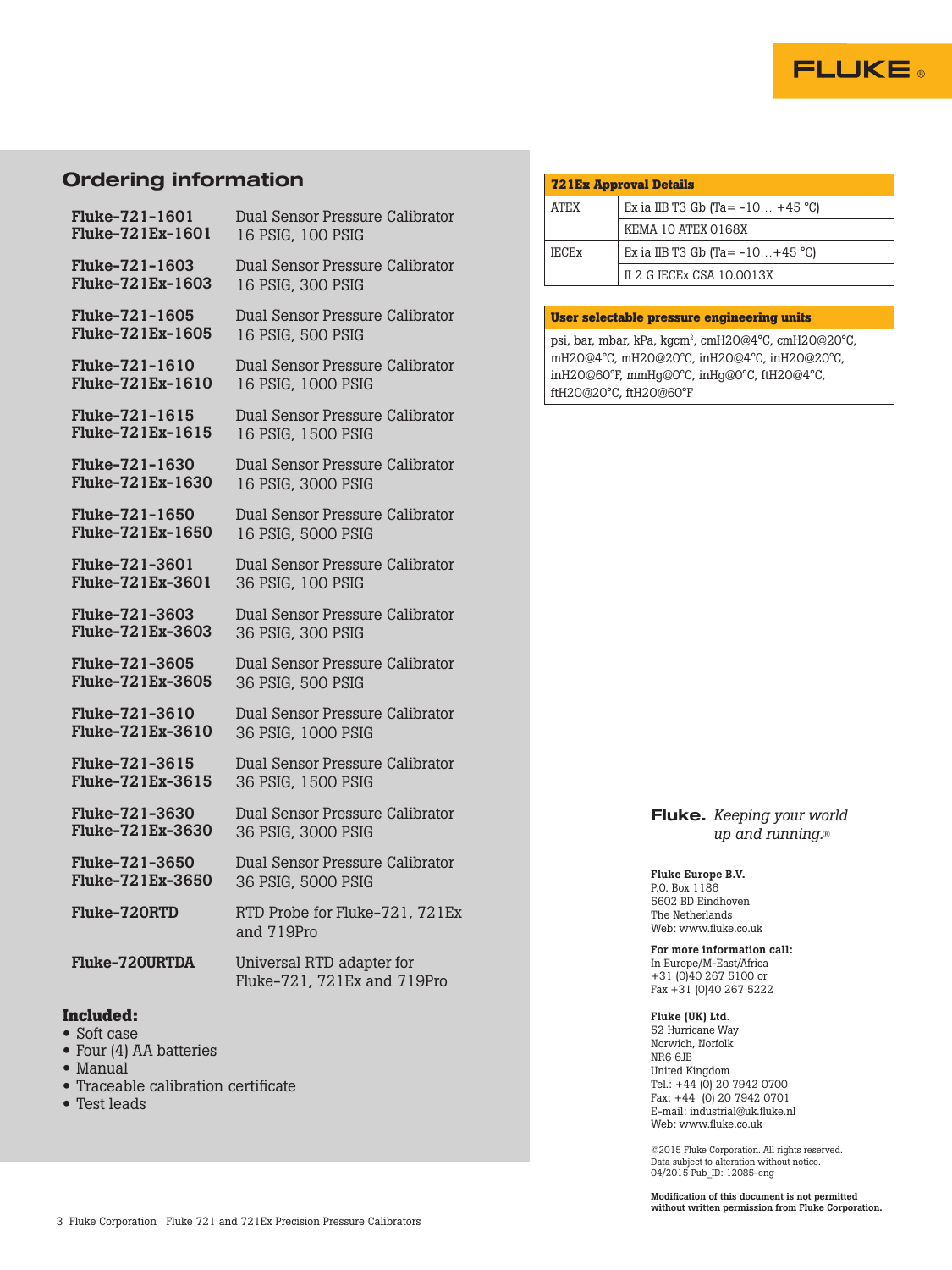## Ordering information

| | |
|---|---|
| **Fluke-721-1601**<br>**Fluke-721Ex-1601** | Dual Sensor Pressure Calibrator<br>16 PSIG, 100 PSIG |
| **Fluke-721-1603**<br>**Fluke-721Ex-1603** | Dual Sensor Pressure Calibrator<br>16 PSIG, 300 PSIG |
| **Fluke-721-1605**<br>**Fluke-721Ex-1605** | Dual Sensor Pressure Calibrator<br>16 PSIG, 500 PSIG |
| **Fluke-721-1610**<br>**Fluke-721Ex-1610** | Dual Sensor Pressure Calibrator<br>16 PSIG, 1000 PSIG |
| **Fluke-721-1615**<br>**Fluke-721Ex-1615** | Dual Sensor Pressure Calibrator<br>16 PSIG, 1500 PSIG |
| **Fluke-721-1630**<br>**Fluke-721Ex-1630** | Dual Sensor Pressure Calibrator<br>16 PSIG, 3000 PSIG |
| **Fluke-721-1650**<br>**Fluke-721Ex-1650** | Dual Sensor Pressure Calibrator<br>16 PSIG, 5000 PSIG |
| **Fluke-721-3601**<br>**Fluke-721Ex-3601** | Dual Sensor Pressure Calibrator<br>36 PSIG, 100 PSIG |
| **Fluke-721-3603**<br>**Fluke-721Ex-3603** | Dual Sensor Pressure Calibrator<br>36 PSIG, 300 PSIG |
| **Fluke-721-3605**<br>**Fluke-721Ex-3605** | Dual Sensor Pressure Calibrator<br>36 PSIG, 500 PSIG |
| **Fluke-721-3610**<br>**Fluke-721Ex-3610** | Dual Sensor Pressure Calibrator<br>36 PSIG, 1000 PSIG |
| **Fluke-721-3615**<br>**Fluke-721Ex-3615** | Dual Sensor Pressure Calibrator<br>36 PSIG, 1500 PSIG |
| **Fluke-721-3630**<br>**Fluke-721Ex-3630** | Dual Sensor Pressure Calibrator<br>36 PSIG, 3000 PSIG |
| **Fluke-721-3650**<br>**Fluke-721Ex-3650** | Dual Sensor Pressure Calibrator<br>36 PSIG, 5000 PSIG |
| **Fluke-720RTD** | RTD Probe for Fluke-721, 721Ex and 719Pro |
| **Fluke-720URTDA** | Universal RTD adapter for Fluke-721, 721Ex and 719Pro |

**Included:**

- Soft case
- Four (4) AA batteries
- Manual
- Traceable calibration certificate
- Test leads

| 721Ex Approval Details | |
|---|---|
| ATEX | Ex ia IIB T3 Gb (Ta= -10… +45 °C) |
| | KEMA 10 ATEX 0168X |
| IECEx | Ex ia IIB T3 Gb (Ta= -10…+45 °C) |
| | II 2 G IECEx CSA 10.0013X |

| User selectable pressure engineering units |
|---|
| psi, bar, mbar, kPa, kgcm², cmH2O@4°C, cmH2O@20°C, mH2O@4°C, mH2O@20°C, inH2O@4°C, inH2O@20°C, inH2O@60°F, mmHg@0°C, inHg@0°C, ftH2O@4°C, ftH2O@20°C, ftH2O@60°F |

**Fluke.** *Keeping your world up and running.®*

**Fluke Europe B.V.**
P.O. Box 1186
5602 BD Eindhoven
The Netherlands
Web: www.fluke.co.uk

**For more information call:**
In Europe/M-East/Africa
+31 (0)40 267 5100 or
Fax +31 (0)40 267 5222

**Fluke (UK) Ltd.**
52 Hurricane Way
Norwich, Norfolk
NR6 6JB
United Kingdom
Tel.: +44 (0) 20 7942 0700
Fax: +44 (0) 20 7942 0701
E-mail: industrial@uk.fluke.nl
Web: www.fluke.co.uk

©2015 Fluke Corporation. All rights reserved.
Data subject to alteration without notice.
04/2015 Pub_ID: 12085-eng

**Modification of this document is not permitted without written permission from Fluke Corporation.**